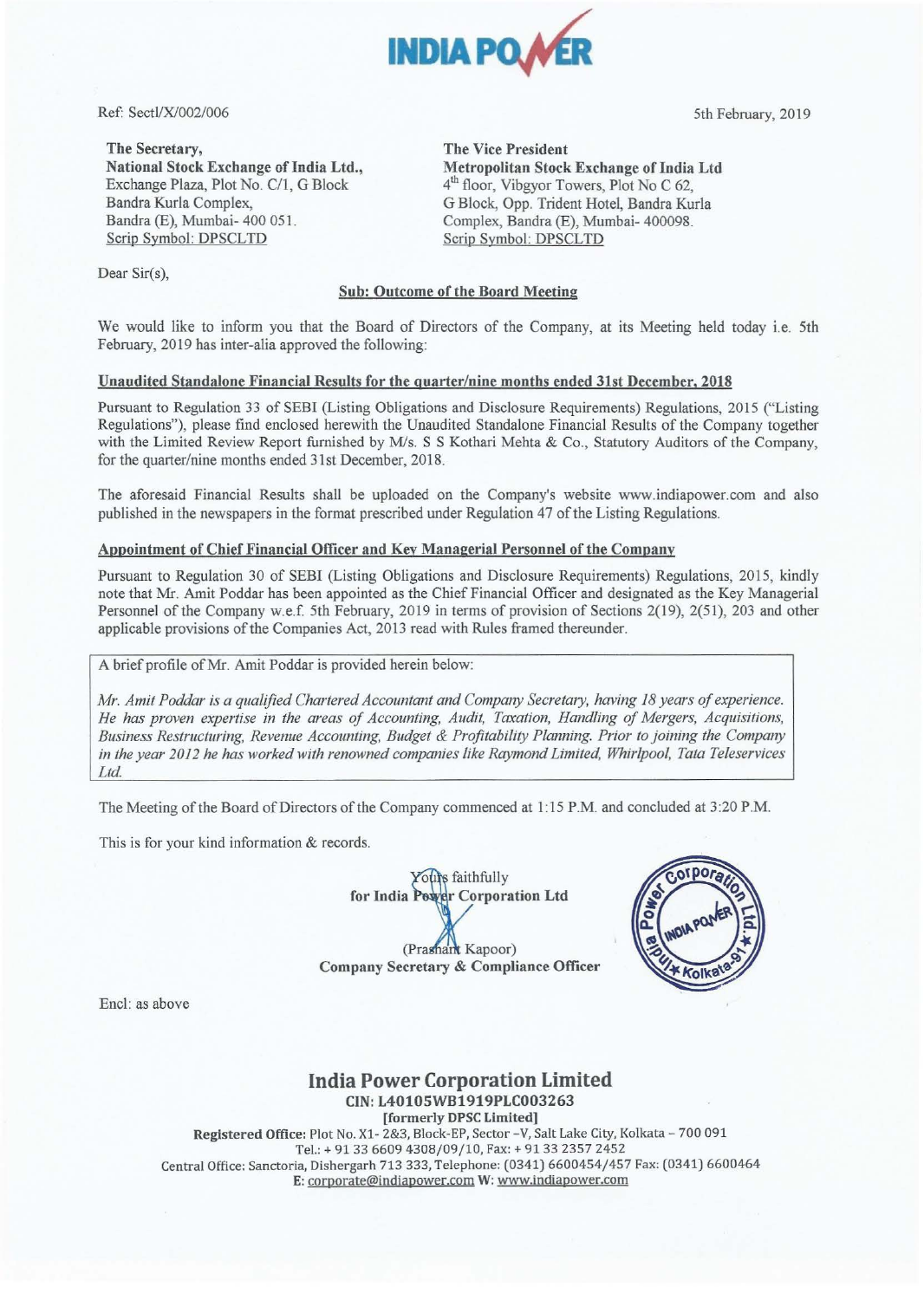INDIA POWER

Ref: Sectl/X/002/006

5th February, 2019

**The Secretary,**
**National Stock Exchange of India Ltd.,**
Exchange Plaza, Plot No. C/1, G Block
Bandra Kurla Complex,
Bandra (E), Mumbai- 400 051.
Scrip Symbol: DPSCLTD

**The Vice President**
**Metropolitan Stock Exchange of India Ltd**
4th floor, Vibgyor Towers, Plot No C 62,
G Block, Opp. Trident Hotel, Bandra Kurla
Complex, Bandra (E), Mumbai- 400098.
Scrip Symbol: DPSCLTD

Dear Sir(s),

**Sub: Outcome of the Board Meeting**

We would like to inform you that the Board of Directors of the Company, at its Meeting held today i.e. 5th February, 2019 has inter-alia approved the following:

**Unaudited Standalone Financial Results for the quarter/nine months ended 31st December, 2018**

Pursuant to Regulation 33 of SEBI (Listing Obligations and Disclosure Requirements) Regulations, 2015 ("Listing Regulations"), please find enclosed herewith the Unaudited Standalone Financial Results of the Company together with the Limited Review Report furnished by M/s. S S Kothari Mehta & Co., Statutory Auditors of the Company, for the quarter/nine months ended 31st December, 2018.

The aforesaid Financial Results shall be uploaded on the Company's website www.indiapower.com and also published in the newspapers in the format prescribed under Regulation 47 of the Listing Regulations.

**Appointment of Chief Financial Officer and Key Managerial Personnel of the Company**

Pursuant to Regulation 30 of SEBI (Listing Obligations and Disclosure Requirements) Regulations, 2015, kindly note that Mr. Amit Poddar has been appointed as the Chief Financial Officer and designated as the Key Managerial Personnel of the Company w.e.f. 5th February, 2019 in terms of provision of Sections 2(19), 2(51), 203 and other applicable provisions of the Companies Act, 2013 read with Rules framed thereunder.

A brief profile of Mr. Amit Poddar is provided herein below:

*Mr. Amit Poddar is a qualified Chartered Accountant and Company Secretary, having 18 years of experience. He has proven expertise in the areas of Accounting, Audit, Taxation, Handling of Mergers, Acquisitions, Business Restructuring, Revenue Accounting, Budget & Profitability Planning. Prior to joining the Company in the year 2012 he has worked with renowned companies like Raymond Limited, Whirlpool, Tata Teleservices Ltd.*

The Meeting of the Board of Directors of the Company commenced at 1:15 P.M. and concluded at 3:20 P.M.

This is for your kind information & records.

Yours faithfully
**for India Power Corporation Ltd**

(Prashant Kapoor)
**Company Secretary & Compliance Officer**

Encl: as above

**India Power Corporation Limited**
**CIN: L40105WB1919PLC003263**
**[formerly DPSC Limited]**
**Registered Office:** Plot No. X1- 2&3, Block-EP, Sector –V, Salt Lake City, Kolkata – 700 091
Tel.: + 91 33 6609 4308/09/10, Fax: + 91 33 2357 2452
Central Office: Sanctoria, Dishergarh 713 333, Telephone: (0341) 6600454/457 Fax: (0341) 6600464
**E:** corporate@indiapower.com **W:** www.indiapower.com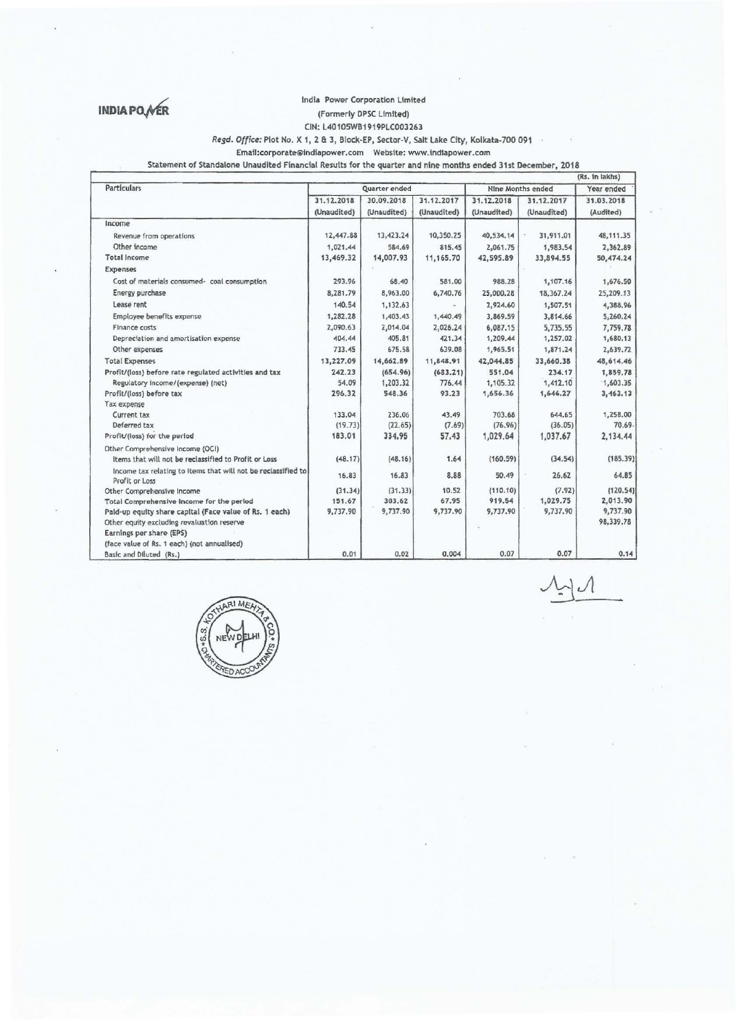INDIA POWER

India Power Corporation Limited

(Formerly DPSC Limited)

CIN: L40105WB1919PLC003263

*Regd. Office:* Plot No. X 1, 2 & 3, Block-EP, Sector-V, Salt Lake City, Kolkata-700 091

Email:corporate@indiapower.com Website: www.indiapower.com

Statement of Standalone Unaudited Financial Results for the quarter and nine months ended 31st December, 2018

(Rs. in lakhs)

| Particulars | Quarter ended | | | Nine Months ended | | Year ended |
|---|---|---|---|---|---|---|
| | 31.12.2018 (Unaudited) | 30.09.2018 (Unaudited) | 31.12.2017 (Unaudited) | 31.12.2018 (Unaudited) | 31.12.2017 (Unaudited) | 31.03.2018 (Audited) |
| Income | | | | | | |
| Revenue from operations | 12,447.88 | 13,423.24 | 10,350.25 | 40,534.14 | 31,911.01 | 48,111.35 |
| Other income | 1,021.44 | 584.69 | 815.45 | 2,061.75 | 1,983.54 | 2,362.89 |
| Total income | 13,469.32 | 14,007.93 | 11,165.70 | 42,595.89 | 33,894.55 | 50,474.24 |
| Expenses | | | | | | |
| Cost of materials consumed- coal consumption | 293.96 | 68.40 | 581.00 | 988.28 | 1,107.16 | 1,676.50 |
| Energy purchase | 8,281.79 | 8,963.00 | 6,740.76 | 25,000.28 | 18,367.24 | 25,209.13 |
| Lease rent | 140.54 | 1,132.63 | - | 2,924.60 | 1,507.51 | 4,388.96 |
| Employee benefits expense | 1,282.28 | 1,403.43 | 1,440.49 | 3,869.59 | 3,814.66 | 5,260.24 |
| Finance costs | 2,090.63 | 2,014.04 | 2,026.24 | 6,087.15 | 5,735.55 | 7,759.78 |
| Depreciation and amortisation expense | 404.44 | 405.81 | 421.34 | 1,209.44 | 1,257.02 | 1,680.13 |
| Other expenses | 733.45 | 675.58 | 639.08 | 1,965.51 | 1,871.24 | 2,639.72 |
| Total Expenses | 13,227.09 | 14,662.89 | 11,848.91 | 42,044.85 | 33,660.38 | 48,614.46 |
| Profit/(loss) before rate regulated activities and tax | 242.23 | (654.96) | (683.21) | 551.04 | 234.17 | 1,859.78 |
| Regulatory income/(expense) (net) | 54.09 | 1,203.32 | 776.44 | 1,105.32 | 1,412.10 | 1,603.35 |
| Profit/(loss) before tax | 296.32 | 548.36 | 93.23 | 1,656.36 | 1,646.27 | 3,463.13 |
| Tax expense | | | | | | |
| Current tax | 133.04 | 236.06 | 43.49 | 703.68 | 644.65 | 1,258.00 |
| Deferred tax | (19.73) | (22.65) | (7.69) | (76.96) | (36.05) | 70.69 |
| Profit/(loss) for the period | 183.01 | 334.95 | 57.43 | 1,029.64 | 1,037.67 | 2,134.44 |
| Other Comprehensive Income (OCI) | | | | | | |
| Items that will not be reclassified to Profit or Loss | (48.17) | (48.16) | 1.64 | (160.59) | (34.54) | (185.39) |
| Income tax relating to items that will not be reclassified to Profit or Loss | 16.83 | 16.83 | 8.88 | 50.49 | 26.62 | 64.85 |
| Other Comprehensive Income | (31.34) | (31.33) | 10.52 | (110.10) | (7.92) | (120.54) |
| Total Comprehensive Income for the period | 151.67 | 303.62 | 67.95 | 919.54 | 1,029.75 | 2,013.90 |
| Paid-up equity share capital (Face value of Rs. 1 each) | 9,737.90 | 9,737.90 | 9,737.90 | 9,737.90 | 9,737.90 | 9,737.90 |
| Other equity excluding revaluation reserve | | | | | | 98,339.78 |
| Earnings per share (EPS) (face value of Rs. 1 each) (not annualised) | | | | | | |
| Basic and Diluted (Rs.) | 0.01 | 0.02 | 0.004 | 0.07 | 0.07 | 0.14 |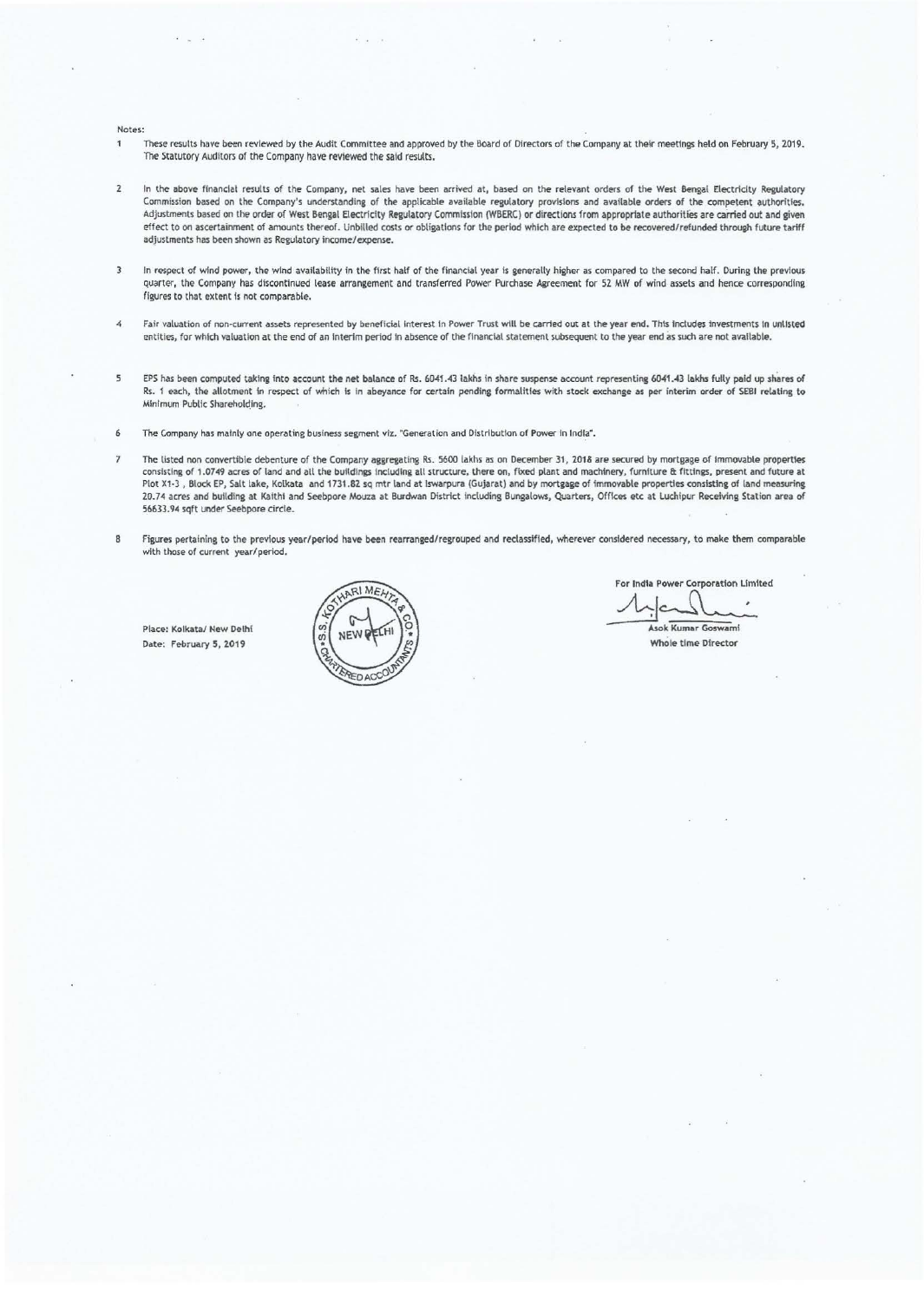Notes:

1. These results have been reviewed by the Audit Committee and approved by the Board of Directors of the Company at their meetings held on February 5, 2019. The Statutory Auditors of the Company have reviewed the said results.

2. In the above financial results of the Company, net sales have been arrived at, based on the relevant orders of the West Bengal Electricity Regulatory Commission based on the Company's understanding of the applicable available regulatory provisions and available orders of the competent authorities. Adjustments based on the order of West Bengal Electricity Regulatory Commission (WBERC) or directions from appropriate authorities are carried out and given effect to on ascertainment of amounts thereof. Unbilled costs or obligations for the period which are expected to be recovered/refunded through future tariff adjustments has been shown as Regulatory income/expense.

3. In respect of wind power, the wind availability in the first half of the financial year is generally higher as compared to the second half. During the previous quarter, the Company has discontinued lease arrangement and transferred Power Purchase Agreement for 52 MW of wind assets and hence corresponding figures to that extent is not comparable.

4. Fair valuation of non-current assets represented by beneficial interest in Power Trust will be carried out at the year end. This includes investments in unlisted entities, for which valuation at the end of an interim period in absence of the financial statement subsequent to the year end as such are not available.

5. EPS has been computed taking into account the net balance of Rs. 6041.43 lakhs in share suspense account representing 6041.43 lakhs fully paid up shares of Rs. 1 each, the allotment in respect of which is in abeyance for certain pending formalities with stock exchange as per interim order of SEBI relating to Minimum Public Shareholding.

6. The Company has mainly one operating business segment viz. "Generation and Distribution of Power in India".

7. The listed non convertible debenture of the Company aggregating Rs. 5600 lakhs as on December 31, 2018 are secured by mortgage of immovable properties consisting of 1.0749 acres of land and all the buildings including all structure, there on, fixed plant and machinery, furniture & fittings, present and future at Plot X1-3 , Block EP, Salt lake, Kolkata and 1731.82 sq mtr land at Iswarpura (Gujarat) and by mortgage of immovable properties consisting of land measuring 20.74 acres and building at Kaithi and Seebpore Mouza at Burdwan District including Bungalows, Quarters, Offices etc at Luchipur Receiving Station area of 56633.94 sqft under Seebpore circle.

8. Figures pertaining to the previous year/period have been rearranged/regrouped and reclassified, wherever considered necessary, to make them comparable with those of current year/period.

Place: Kolkata/ New Delhi
Date: February 5, 2019

For India Power Corporation Limited

Asok Kumar Goswami
Whole time Director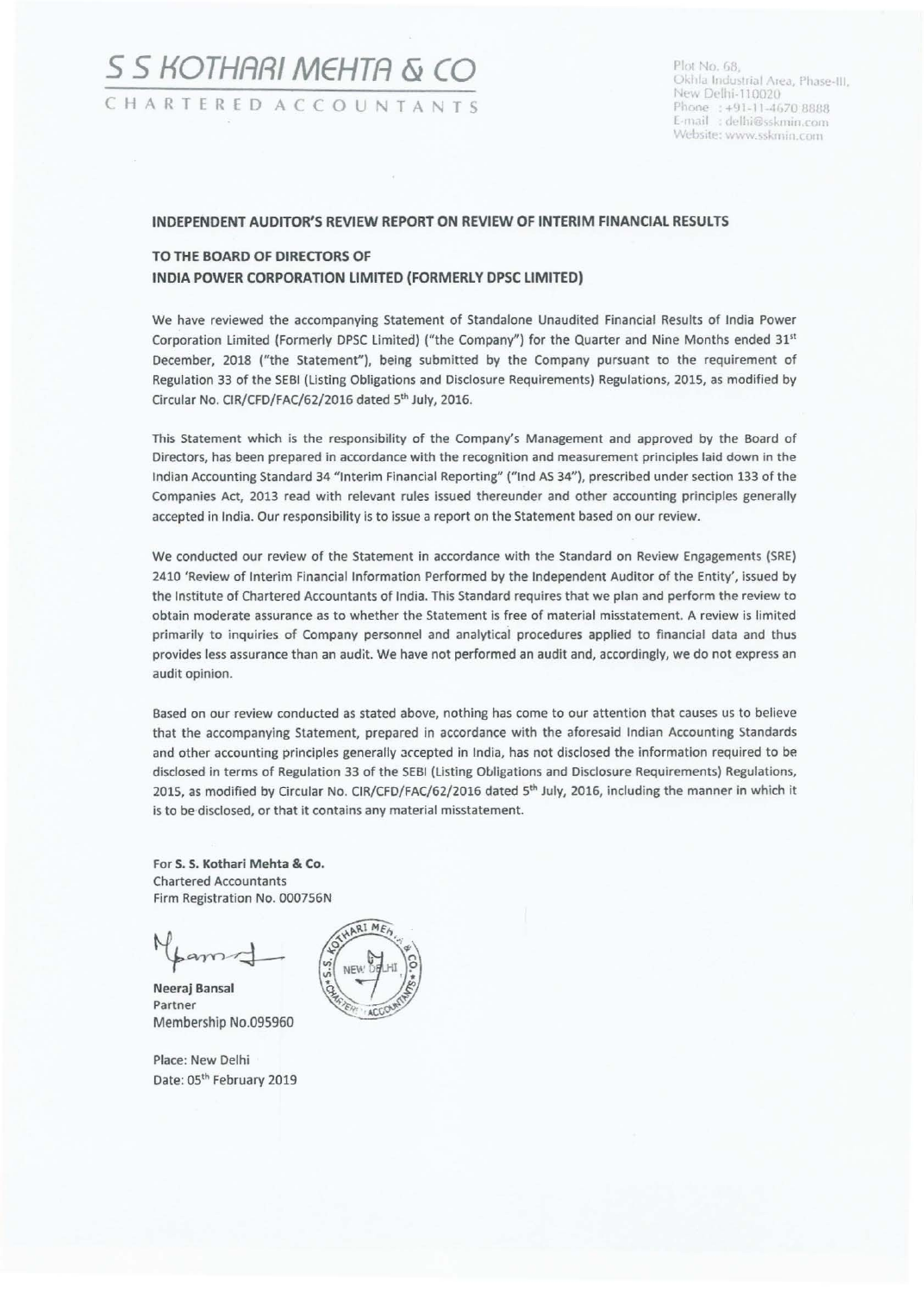# S S KOTHARI MEHTA & CO

CHARTERED ACCOUNTANTS

Plot No. 68,
Okhla Industrial Area, Phase-III,
New Delhi-110020
Phone : +91-11-4670 8888
E-mail : delhi@sskmin.com
Website: www.sskmin.com

**INDEPENDENT AUDITOR'S REVIEW REPORT ON REVIEW OF INTERIM FINANCIAL RESULTS**

**TO THE BOARD OF DIRECTORS OF**
**INDIA POWER CORPORATION LIMITED (FORMERLY DPSC LIMITED)**

We have reviewed the accompanying Statement of Standalone Unaudited Financial Results of India Power Corporation Limited (Formerly DPSC Limited) ("the Company") for the Quarter and Nine Months ended 31st December, 2018 ("the Statement"), being submitted by the Company pursuant to the requirement of Regulation 33 of the SEBI (Listing Obligations and Disclosure Requirements) Regulations, 2015, as modified by Circular No. CIR/CFD/FAC/62/2016 dated 5th July, 2016.

This Statement which is the responsibility of the Company's Management and approved by the Board of Directors, has been prepared in accordance with the recognition and measurement principles laid down in the Indian Accounting Standard 34 "Interim Financial Reporting" ("Ind AS 34"), prescribed under section 133 of the Companies Act, 2013 read with relevant rules issued thereunder and other accounting principles generally accepted in India. Our responsibility is to issue a report on the Statement based on our review.

We conducted our review of the Statement in accordance with the Standard on Review Engagements (SRE) 2410 'Review of Interim Financial Information Performed by the Independent Auditor of the Entity', issued by the Institute of Chartered Accountants of India. This Standard requires that we plan and perform the review to obtain moderate assurance as to whether the Statement is free of material misstatement. A review is limited primarily to inquiries of Company personnel and analytical procedures applied to financial data and thus provides less assurance than an audit. We have not performed an audit and, accordingly, we do not express an audit opinion.

Based on our review conducted as stated above, nothing has come to our attention that causes us to believe that the accompanying Statement, prepared in accordance with the aforesaid Indian Accounting Standards and other accounting principles generally accepted in India, has not disclosed the information required to be disclosed in terms of Regulation 33 of the SEBI (Listing Obligations and Disclosure Requirements) Regulations, 2015, as modified by Circular No. CIR/CFD/FAC/62/2016 dated 5th July, 2016, including the manner in which it is to be disclosed, or that it contains any material misstatement.

For **S. S. Kothari Mehta & Co.**
Chartered Accountants
Firm Registration No. 000756N

**Neeraj Bansal**
Partner
Membership No.095960

Place: New Delhi
Date: 05th February 2019